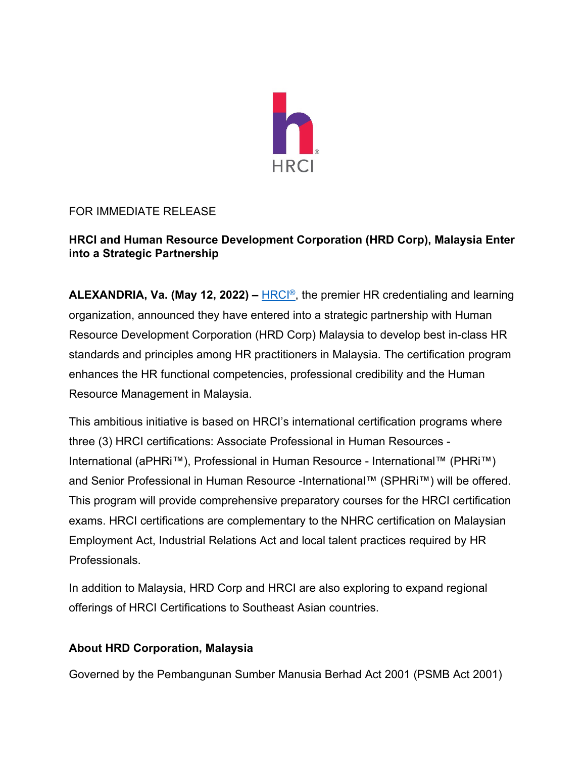FOR IMMEDIATE RELEASE

**HRCI and Human Resource Development Corporation (HRD Corp), Malaysia Enter into a Strategic Partnership**

**ALEXANDRIA, Va. (May 12, 2022) –** HRCI®, the premier HR credentialing and learning organization, announced they have entered into a strategic partnership with Human Resource Development Corporation (HRD Corp) Malaysia to develop best in-class HR standards and principles among HR practitioners in Malaysia. The certification program enhances the HR functional competencies, professional credibility and the Human Resource Management in Malaysia.

This ambitious initiative is based on HRCI's international certification programs where three (3) HRCI certifications: Associate Professional in Human Resources - International (aPHRi™), Professional in Human Resource - International™ (PHRi™) and Senior Professional in Human Resource -International™ (SPHRi™) will be offered. This program will provide comprehensive preparatory courses for the HRCI certification exams. HRCI certifications are complementary to the NHRC certification on Malaysian Employment Act, Industrial Relations Act and local talent practices required by HR Professionals.

In addition to Malaysia, HRD Corp and HRCI are also exploring to expand regional offerings of HRCI Certifications to Southeast Asian countries.

## About HRD Corporation, Malaysia

Governed by the Pembangunan Sumber Manusia Berhad Act 2001 (PSMB Act 2001)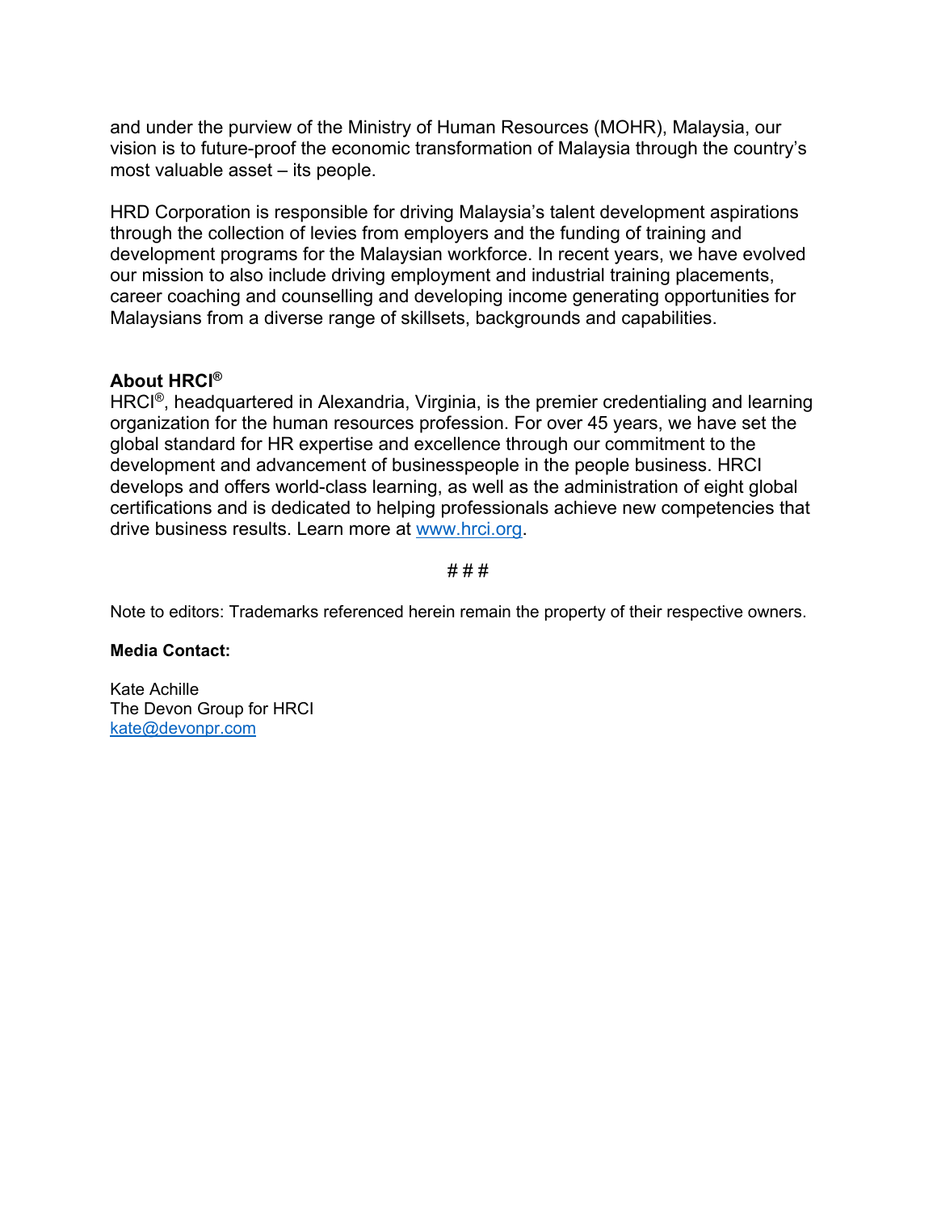and under the purview of the Ministry of Human Resources (MOHR), Malaysia, our vision is to future-proof the economic transformation of Malaysia through the country's most valuable asset – its people.

HRD Corporation is responsible for driving Malaysia's talent development aspirations through the collection of levies from employers and the funding of training and development programs for the Malaysian workforce. In recent years, we have evolved our mission to also include driving employment and industrial training placements, career coaching and counselling and developing income generating opportunities for Malaysians from a diverse range of skillsets, backgrounds and capabilities.

**About HRCI®**

HRCI®, headquartered in Alexandria, Virginia, is the premier credentialing and learning organization for the human resources profession. For over 45 years, we have set the global standard for HR expertise and excellence through our commitment to the development and advancement of businesspeople in the people business. HRCI develops and offers world-class learning, as well as the administration of eight global certifications and is dedicated to helping professionals achieve new competencies that drive business results. Learn more at [www.hrci.org](http://www.hrci.org).

# # #

Note to editors: Trademarks referenced herein remain the property of their respective owners.

**Media Contact:**

Kate Achille
The Devon Group for HRCI
[kate@devonpr.com](mailto:kate@devonpr.com)